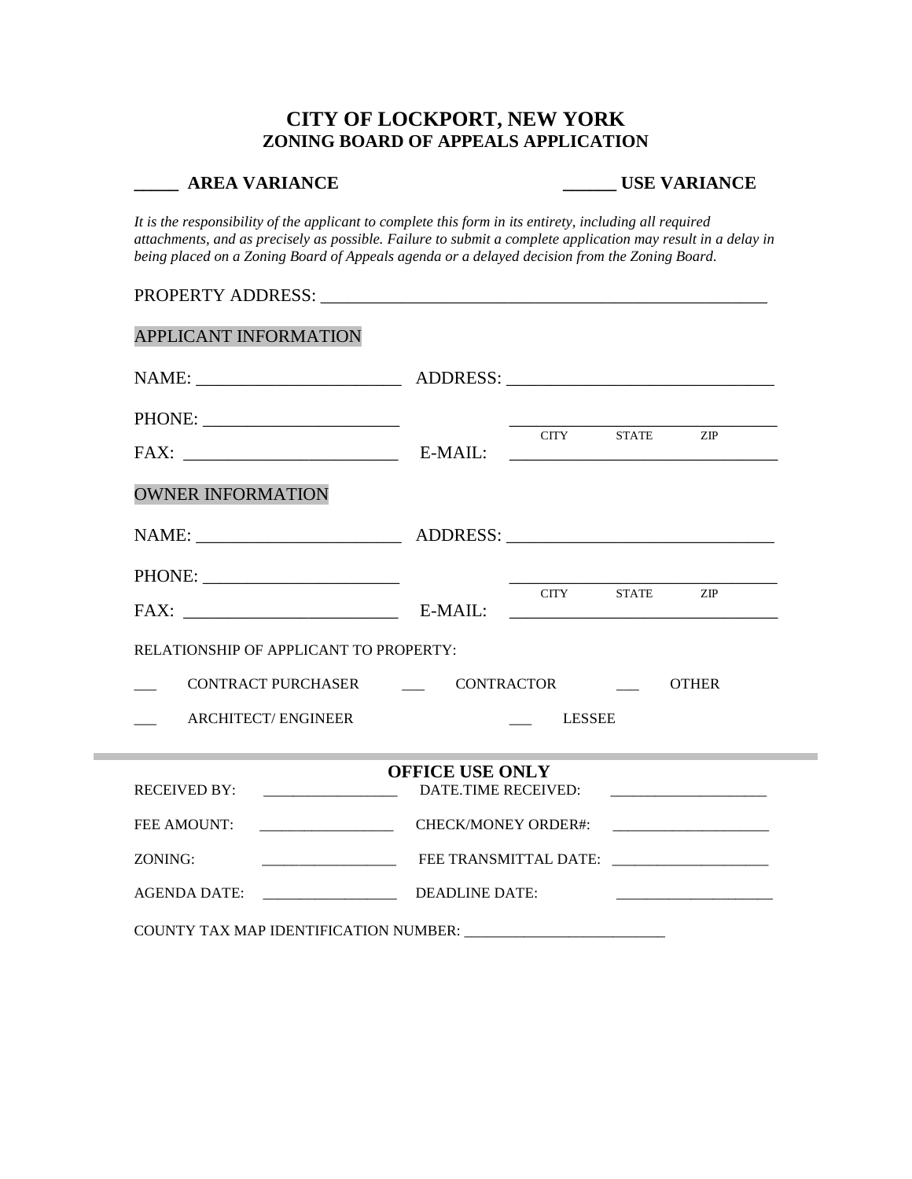# CITY OF LOCKPORT, NEW YORK
## ZONING BOARD OF APPEALS APPLICATION

**_____ AREA VARIANCE** **______ USE VARIANCE**

*It is the responsibility of the applicant to complete this form in its entirety, including all required attachments, and as precisely as possible. Failure to submit a complete application may result in a delay in being placed on a Zoning Board of Appeals agenda or a delayed decision from the Zoning Board.*

PROPERTY ADDRESS: ___________________________________________________

APPLICANT INFORMATION

NAME: ______________________ ADDRESS: _____________________________

PHONE: _____________________ _____________________________
CITY STATE ZIP

FAX: _______________________ E-MAIL: _____________________________

OWNER INFORMATION

NAME: ______________________ ADDRESS: _____________________________

PHONE: _____________________ _____________________________
CITY STATE ZIP

FAX: _______________________ E-MAIL: _____________________________

RELATIONSHIP OF APPLICANT TO PROPERTY:

___ CONTRACT PURCHASER ___ CONTRACTOR ___ OTHER

___ ARCHITECT/ ENGINEER ___ LESSEE

---

**OFFICE USE ONLY**

RECEIVED BY: __________________ DATE.TIME RECEIVED: ____________________

FEE AMOUNT: __________________ CHECK/MONEY ORDER#: ____________________

ZONING: __________________ FEE TRANSMITTAL DATE: ____________________

AGENDA DATE: __________________ DEADLINE DATE: ____________________

COUNTY TAX MAP IDENTIFICATION NUMBER: ___________________________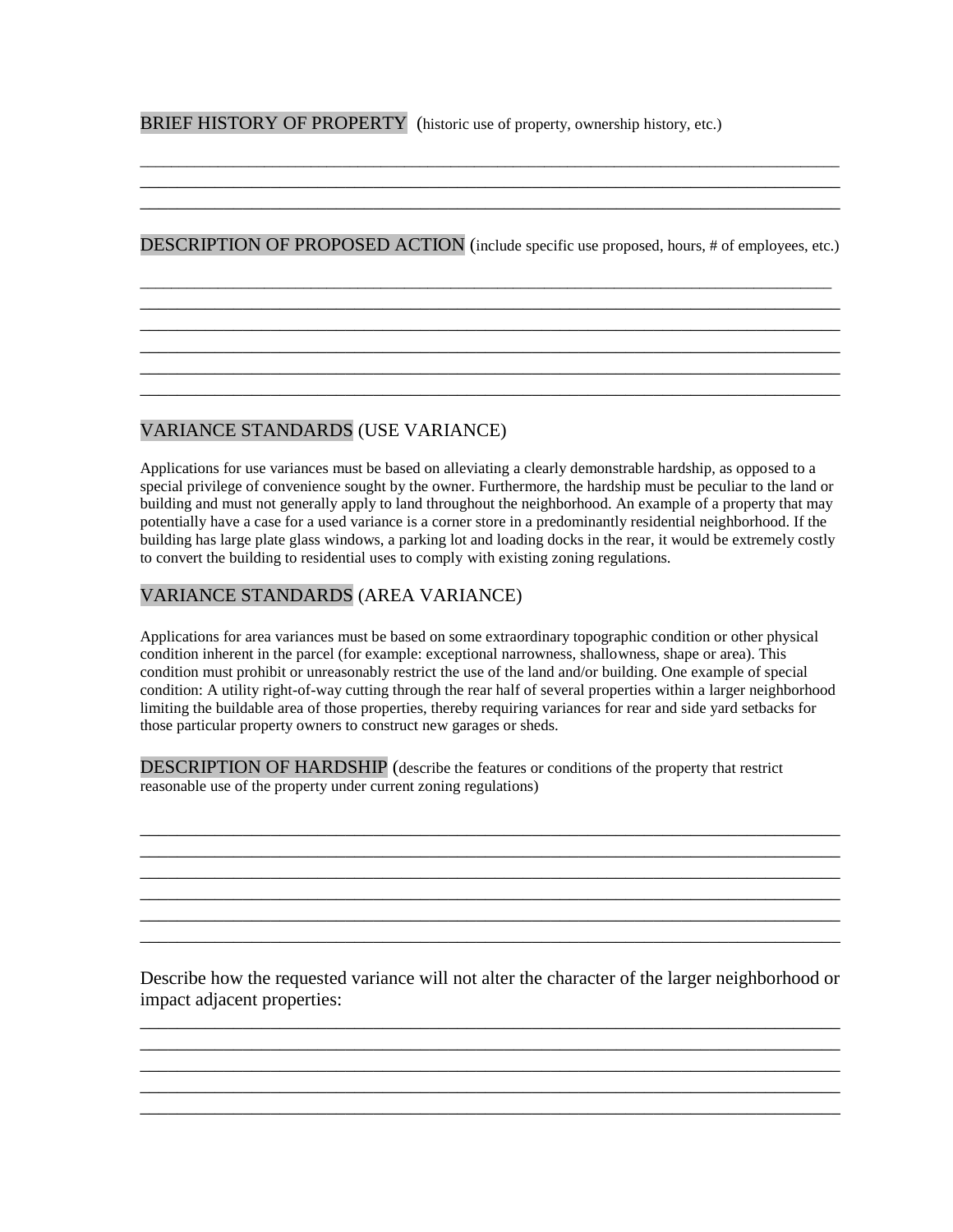BRIEF HISTORY OF PROPERTY (historic use of property, ownership history, etc.)

______________________________________________________________________________
______________________________________________________________________________
______________________________________________________________________________

DESCRIPTION OF PROPOSED ACTION (include specific use proposed, hours, # of employees, etc.)

______________________________________________________________________________
______________________________________________________________________________
______________________________________________________________________________
______________________________________________________________________________
______________________________________________________________________________
______________________________________________________________________________

## VARIANCE STANDARDS (USE VARIANCE)

Applications for use variances must be based on alleviating a clearly demonstrable hardship, as opposed to a special privilege of convenience sought by the owner. Furthermore, the hardship must be peculiar to the land or building and must not generally apply to land throughout the neighborhood. An example of a property that may potentially have a case for a used variance is a corner store in a predominantly residential neighborhood. If the building has large plate glass windows, a parking lot and loading docks in the rear, it would be extremely costly to convert the building to residential uses to comply with existing zoning regulations.

## VARIANCE STANDARDS (AREA VARIANCE)

Applications for area variances must be based on some extraordinary topographic condition or other physical condition inherent in the parcel (for example: exceptional narrowness, shallowness, shape or area). This condition must prohibit or unreasonably restrict the use of the land and/or building. One example of special condition: A utility right-of-way cutting through the rear half of several properties within a larger neighborhood limiting the buildable area of those properties, thereby requiring variances for rear and side yard setbacks for those particular property owners to construct new garages or sheds.

DESCRIPTION OF HARDSHIP (describe the features or conditions of the property that restrict reasonable use of the property under current zoning regulations)

______________________________________________________________________________
______________________________________________________________________________
______________________________________________________________________________
______________________________________________________________________________
______________________________________________________________________________
______________________________________________________________________________

Describe how the requested variance will not alter the character of the larger neighborhood or impact adjacent properties:

______________________________________________________________________________
______________________________________________________________________________
______________________________________________________________________________
______________________________________________________________________________
______________________________________________________________________________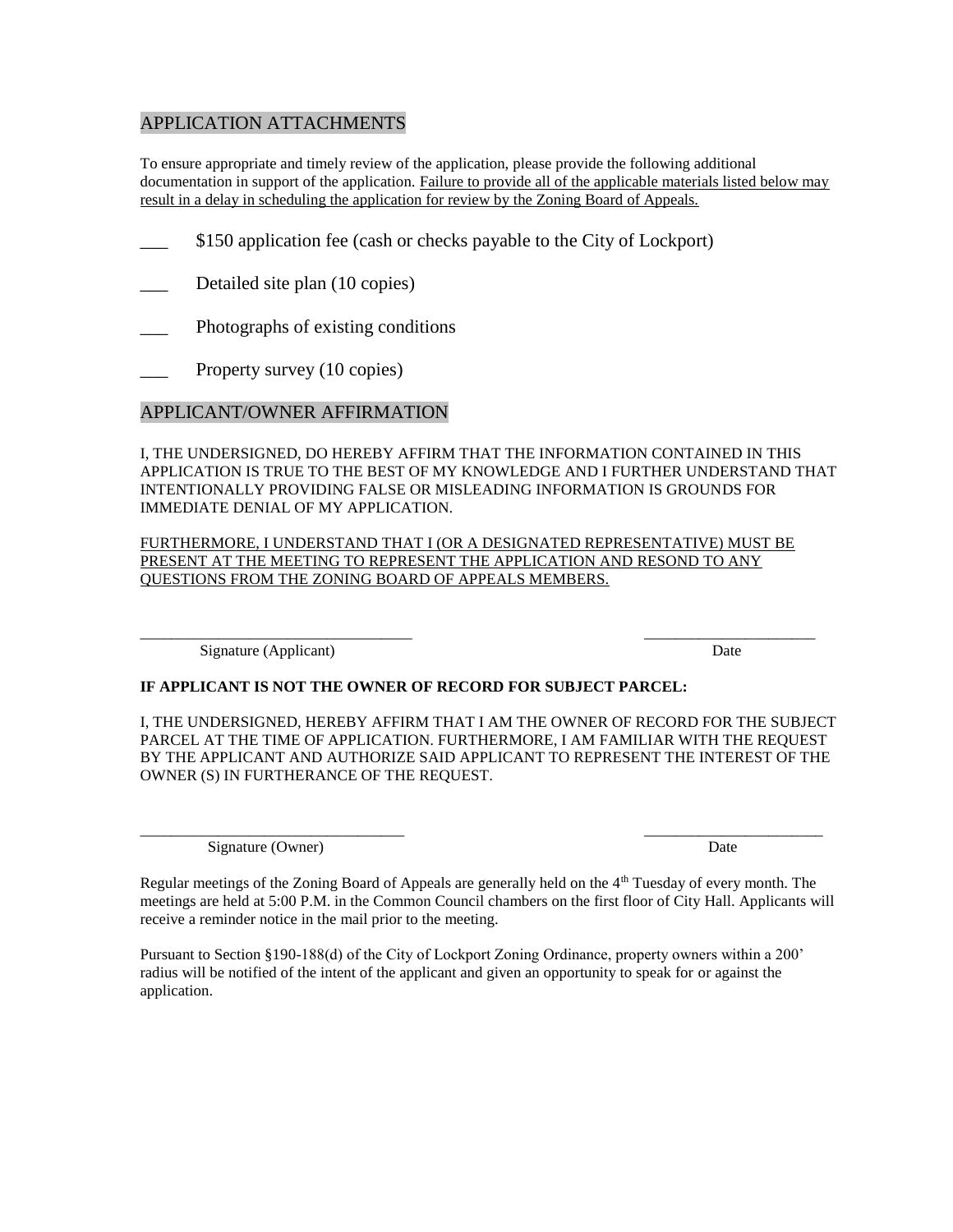## APPLICATION ATTACHMENTS

To ensure appropriate and timely review of the application, please provide the following additional documentation in support of the application. Failure to provide all of the applicable materials listed below may result in a delay in scheduling the application for review by the Zoning Board of Appeals.

___ $150 application fee (cash or checks payable to the City of Lockport)

___ Detailed site plan (10 copies)

___ Photographs of existing conditions

___ Property survey (10 copies)

## APPLICANT/OWNER AFFIRMATION

I, THE UNDERSIGNED, DO HEREBY AFFIRM THAT THE INFORMATION CONTAINED IN THIS APPLICATION IS TRUE TO THE BEST OF MY KNOWLEDGE AND I FURTHER UNDERSTAND THAT INTENTIONALLY PROVIDING FALSE OR MISLEADING INFORMATION IS GROUNDS FOR IMMEDIATE DENIAL OF MY APPLICATION.

FURTHERMORE, I UNDERSTAND THAT I (OR A DESIGNATED REPRESENTATIVE) MUST BE PRESENT AT THE MEETING TO REPRESENT THE APPLICATION AND RESOND TO ANY QUESTIONS FROM THE ZONING BOARD OF APPEALS MEMBERS.

_________________________________ _____________________

Signature (Applicant) Date

**IF APPLICANT IS NOT THE OWNER OF RECORD FOR SUBJECT PARCEL:**

I, THE UNDERSIGNED, HEREBY AFFIRM THAT I AM THE OWNER OF RECORD FOR THE SUBJECT PARCEL AT THE TIME OF APPLICATION. FURTHERMORE, I AM FAMILIAR WITH THE REQUEST BY THE APPLICANT AND AUTHORIZE SAID APPLICANT TO REPRESENT THE INTEREST OF THE OWNER (S) IN FURTHERANCE OF THE REQUEST.

_________________________________ _____________________

Signature (Owner) Date

Regular meetings of the Zoning Board of Appeals are generally held on the 4th Tuesday of every month. The meetings are held at 5:00 P.M. in the Common Council chambers on the first floor of City Hall. Applicants will receive a reminder notice in the mail prior to the meeting.

Pursuant to Section §190-188(d) of the City of Lockport Zoning Ordinance, property owners within a 200' radius will be notified of the intent of the applicant and given an opportunity to speak for or against the application.